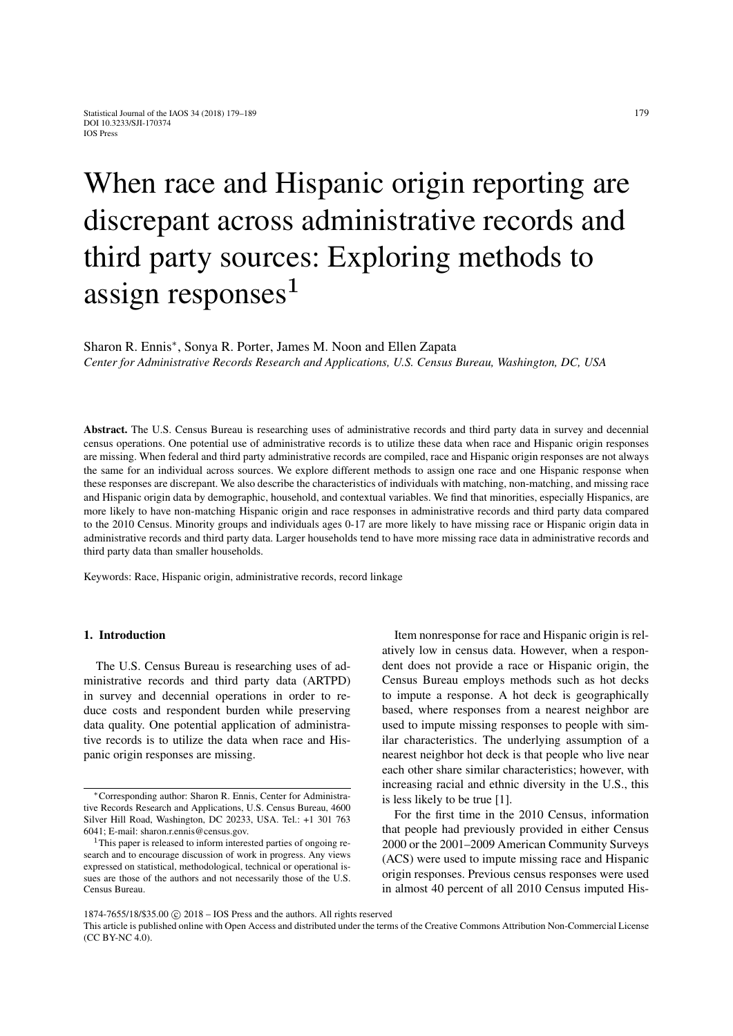# When race and Hispanic origin reporting are discrepant across administrative records and third party sources: Exploring methods to assign responses[1]

Sharon R. Ennis*, Sonya R. Porter, James M. Noon and Ellen Zapata

*Center for Administrative Records Research and Applications, U.S. Census Bureau, Washington, DC, USA*

**Abstract.** The U.S. Census Bureau is researching uses of administrative records and third party data in survey and decennial census operations. One potential use of administrative records is to utilize these data when race and Hispanic origin responses are missing. When federal and third party administrative records are compiled, race and Hispanic origin responses are not always the same for an individual across sources. We explore different methods to assign one race and one Hispanic response when these responses are discrepant. We also describe the characteristics of individuals with matching, non-matching, and missing race and Hispanic origin data by demographic, household, and contextual variables. We find that minorities, especially Hispanics, are more likely to have non-matching Hispanic origin and race responses in administrative records and third party data compared to the 2010 Census. Minority groups and individuals ages 0-17 are more likely to have missing race or Hispanic origin data in administrative records and third party data. Larger households tend to have more missing race data in administrative records and third party data than smaller households.

Keywords: Race, Hispanic origin, administrative records, record linkage

## 1. Introduction

The U.S. Census Bureau is researching uses of administrative records and third party data (ARTPD) in survey and decennial operations in order to reduce costs and respondent burden while preserving data quality. One potential application of administrative records is to utilize the data when race and Hispanic origin responses are missing.

Item nonresponse for race and Hispanic origin is relatively low in census data. However, when a respondent does not provide a race or Hispanic origin, the Census Bureau employs methods such as hot decks to impute a response. A hot deck is geographically based, where responses from a nearest neighbor are used to impute missing responses to people with similar characteristics. The underlying assumption of a nearest neighbor hot deck is that people who live near each other share similar characteristics; however, with increasing racial and ethnic diversity in the U.S., this is less likely to be true [1].

For the first time in the 2010 Census, information that people had previously provided in either Census 2000 or the 2001–2009 American Community Surveys (ACS) were used to impute missing race and Hispanic origin responses. Previous census responses were used in almost 40 percent of all 2010 Census imputed His-

*Corresponding author: Sharon R. Ennis, Center for Administrative Records Research and Applications, U.S. Census Bureau, 4600 Silver Hill Road, Washington, DC 20233, USA. Tel.: +1 301 763 6041; E-mail: sharon.r.ennis@census.gov.

[1] This paper is released to inform interested parties of ongoing research and to encourage discussion of work in progress. Any views expressed on statistical, methodological, technical or operational issues are those of the authors and not necessarily those of the U.S. Census Bureau.

1874-7655/18/$35.00 © 2018 – IOS Press and the authors. All rights reserved

This article is published online with Open Access and distributed under the terms of the Creative Commons Attribution Non-Commercial License (CC BY-NC 4.0).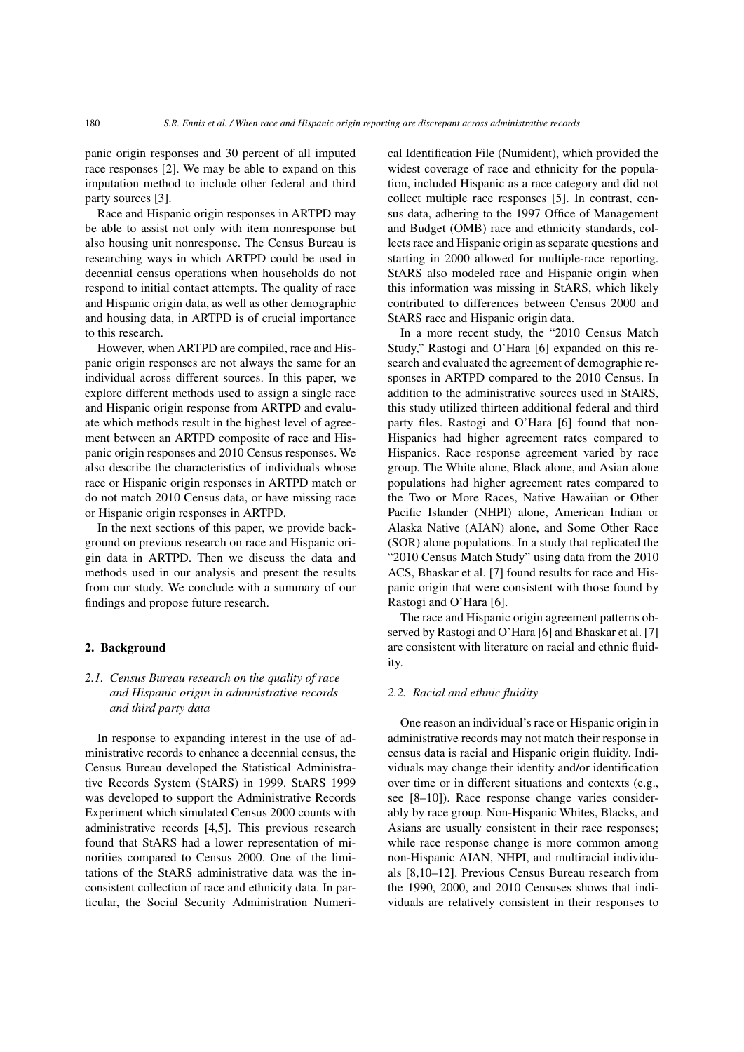panic origin responses and 30 percent of all imputed race responses [2]. We may be able to expand on this imputation method to include other federal and third party sources [3].

Race and Hispanic origin responses in ARTPD may be able to assist not only with item nonresponse but also housing unit nonresponse. The Census Bureau is researching ways in which ARTPD could be used in decennial census operations when households do not respond to initial contact attempts. The quality of race and Hispanic origin data, as well as other demographic and housing data, in ARTPD is of crucial importance to this research.

However, when ARTPD are compiled, race and Hispanic origin responses are not always the same for an individual across different sources. In this paper, we explore different methods used to assign a single race and Hispanic origin response from ARTPD and evaluate which methods result in the highest level of agreement between an ARTPD composite of race and Hispanic origin responses and 2010 Census responses. We also describe the characteristics of individuals whose race or Hispanic origin responses in ARTPD match or do not match 2010 Census data, or have missing race or Hispanic origin responses in ARTPD.

In the next sections of this paper, we provide background on previous research on race and Hispanic origin data in ARTPD. Then we discuss the data and methods used in our analysis and present the results from our study. We conclude with a summary of our findings and propose future research.

## 2. Background

### *2.1. Census Bureau research on the quality of race and Hispanic origin in administrative records and third party data*

In response to expanding interest in the use of administrative records to enhance a decennial census, the Census Bureau developed the Statistical Administrative Records System (StARS) in 1999. StARS 1999 was developed to support the Administrative Records Experiment which simulated Census 2000 counts with administrative records [4,5]. This previous research found that StARS had a lower representation of minorities compared to Census 2000. One of the limitations of the StARS administrative data was the inconsistent collection of race and ethnicity data. In particular, the Social Security Administration Numerical Identification File (Numident), which provided the widest coverage of race and ethnicity for the population, included Hispanic as a race category and did not collect multiple race responses [5]. In contrast, census data, adhering to the 1997 Office of Management and Budget (OMB) race and ethnicity standards, collects race and Hispanic origin as separate questions and starting in 2000 allowed for multiple-race reporting. StARS also modeled race and Hispanic origin when this information was missing in StARS, which likely contributed to differences between Census 2000 and StARS race and Hispanic origin data.

In a more recent study, the "2010 Census Match Study," Rastogi and O'Hara [6] expanded on this research and evaluated the agreement of demographic responses in ARTPD compared to the 2010 Census. In addition to the administrative sources used in StARS, this study utilized thirteen additional federal and third party files. Rastogi and O'Hara [6] found that non-Hispanics had higher agreement rates compared to Hispanics. Race response agreement varied by race group. The White alone, Black alone, and Asian alone populations had higher agreement rates compared to the Two or More Races, Native Hawaiian or Other Pacific Islander (NHPI) alone, American Indian or Alaska Native (AIAN) alone, and Some Other Race (SOR) alone populations. In a study that replicated the "2010 Census Match Study" using data from the 2010 ACS, Bhaskar et al. [7] found results for race and Hispanic origin that were consistent with those found by Rastogi and O'Hara [6].

The race and Hispanic origin agreement patterns observed by Rastogi and O'Hara [6] and Bhaskar et al. [7] are consistent with literature on racial and ethnic fluidity.

### *2.2. Racial and ethnic fluidity*

One reason an individual's race or Hispanic origin in administrative records may not match their response in census data is racial and Hispanic origin fluidity. Individuals may change their identity and/or identification over time or in different situations and contexts (e.g., see [8–10]). Race response change varies considerably by race group. Non-Hispanic Whites, Blacks, and Asians are usually consistent in their race responses; while race response change is more common among non-Hispanic AIAN, NHPI, and multiracial individuals [8,10–12]. Previous Census Bureau research from the 1990, 2000, and 2010 Censuses shows that individuals are relatively consistent in their responses to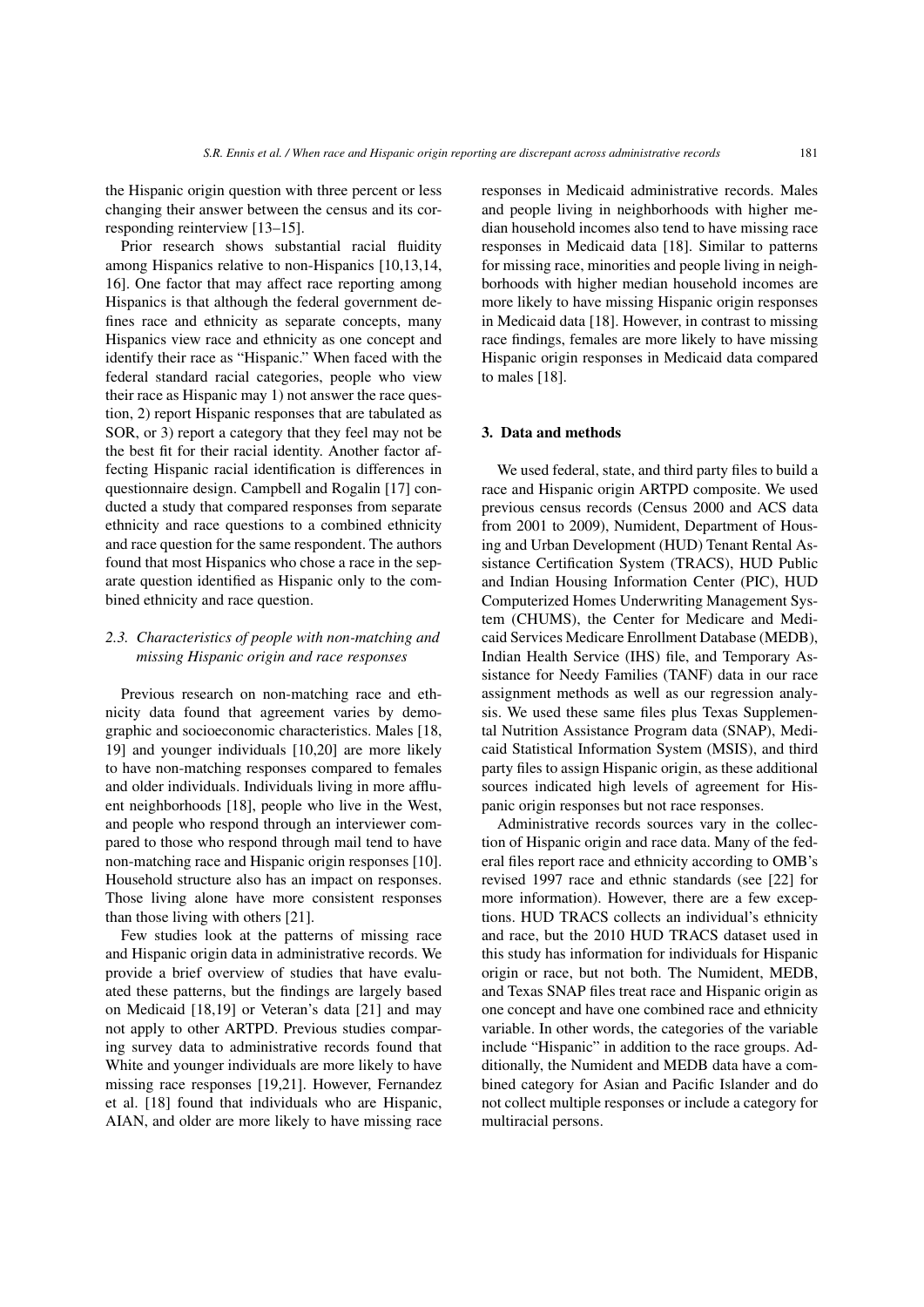the Hispanic origin question with three percent or less changing their answer between the census and its corresponding reinterview [13–15].

Prior research shows substantial racial fluidity among Hispanics relative to non-Hispanics [10,13,14, 16]. One factor that may affect race reporting among Hispanics is that although the federal government defines race and ethnicity as separate concepts, many Hispanics view race and ethnicity as one concept and identify their race as "Hispanic." When faced with the federal standard racial categories, people who view their race as Hispanic may 1) not answer the race question, 2) report Hispanic responses that are tabulated as SOR, or 3) report a category that they feel may not be the best fit for their racial identity. Another factor affecting Hispanic racial identification is differences in questionnaire design. Campbell and Rogalin [17] conducted a study that compared responses from separate ethnicity and race questions to a combined ethnicity and race question for the same respondent. The authors found that most Hispanics who chose a race in the separate question identified as Hispanic only to the combined ethnicity and race question.

### *2.3. Characteristics of people with non-matching and missing Hispanic origin and race responses*

Previous research on non-matching race and ethnicity data found that agreement varies by demographic and socioeconomic characteristics. Males [18, 19] and younger individuals [10,20] are more likely to have non-matching responses compared to females and older individuals. Individuals living in more affluent neighborhoods [18], people who live in the West, and people who respond through an interviewer compared to those who respond through mail tend to have non-matching race and Hispanic origin responses [10]. Household structure also has an impact on responses. Those living alone have more consistent responses than those living with others [21].

Few studies look at the patterns of missing race and Hispanic origin data in administrative records. We provide a brief overview of studies that have evaluated these patterns, but the findings are largely based on Medicaid [18,19] or Veteran's data [21] and may not apply to other ARTPD. Previous studies comparing survey data to administrative records found that White and younger individuals are more likely to have missing race responses [19,21]. However, Fernandez et al. [18] found that individuals who are Hispanic, AIAN, and older are more likely to have missing race responses in Medicaid administrative records. Males and people living in neighborhoods with higher median household incomes also tend to have missing race responses in Medicaid data [18]. Similar to patterns for missing race, minorities and people living in neighborhoods with higher median household incomes are more likely to have missing Hispanic origin responses in Medicaid data [18]. However, in contrast to missing race findings, females are more likely to have missing Hispanic origin responses in Medicaid data compared to males [18].

## 3. Data and methods

We used federal, state, and third party files to build a race and Hispanic origin ARTPD composite. We used previous census records (Census 2000 and ACS data from 2001 to 2009), Numident, Department of Housing and Urban Development (HUD) Tenant Rental Assistance Certification System (TRACS), HUD Public and Indian Housing Information Center (PIC), HUD Computerized Homes Underwriting Management System (CHUMS), the Center for Medicare and Medicaid Services Medicare Enrollment Database (MEDB), Indian Health Service (IHS) file, and Temporary Assistance for Needy Families (TANF) data in our race assignment methods as well as our regression analysis. We used these same files plus Texas Supplemental Nutrition Assistance Program data (SNAP), Medicaid Statistical Information System (MSIS), and third party files to assign Hispanic origin, as these additional sources indicated high levels of agreement for Hispanic origin responses but not race responses.

Administrative records sources vary in the collection of Hispanic origin and race data. Many of the federal files report race and ethnicity according to OMB's revised 1997 race and ethnic standards (see [22] for more information). However, there are a few exceptions. HUD TRACS collects an individual's ethnicity and race, but the 2010 HUD TRACS dataset used in this study has information for individuals for Hispanic origin or race, but not both. The Numident, MEDB, and Texas SNAP files treat race and Hispanic origin as one concept and have one combined race and ethnicity variable. In other words, the categories of the variable include "Hispanic" in addition to the race groups. Additionally, the Numident and MEDB data have a combined category for Asian and Pacific Islander and do not collect multiple responses or include a category for multiracial persons.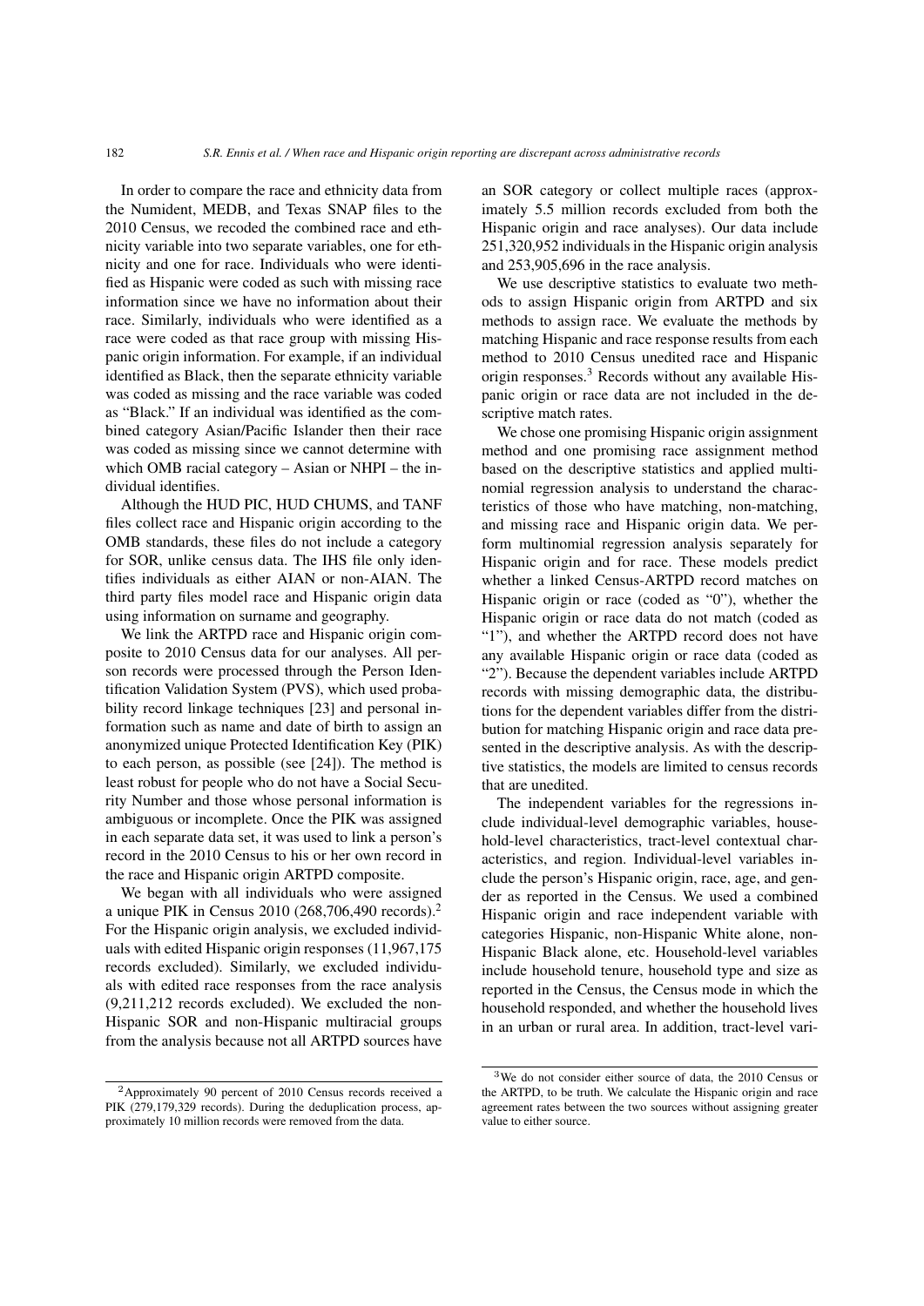In order to compare the race and ethnicity data from the Numident, MEDB, and Texas SNAP files to the 2010 Census, we recoded the combined race and ethnicity variable into two separate variables, one for ethnicity and one for race. Individuals who were identified as Hispanic were coded as such with missing race information since we have no information about their race. Similarly, individuals who were identified as a race were coded as that race group with missing Hispanic origin information. For example, if an individual identified as Black, then the separate ethnicity variable was coded as missing and the race variable was coded as "Black." If an individual was identified as the combined category Asian/Pacific Islander then their race was coded as missing since we cannot determine with which OMB racial category – Asian or NHPI – the individual identifies.

Although the HUD PIC, HUD CHUMS, and TANF files collect race and Hispanic origin according to the OMB standards, these files do not include a category for SOR, unlike census data. The IHS file only identifies individuals as either AIAN or non-AIAN. The third party files model race and Hispanic origin data using information on surname and geography.

We link the ARTPD race and Hispanic origin composite to 2010 Census data for our analyses. All person records were processed through the Person Identification Validation System (PVS), which used probability record linkage techniques [23] and personal information such as name and date of birth to assign an anonymized unique Protected Identification Key (PIK) to each person, as possible (see [24]). The method is least robust for people who do not have a Social Security Number and those whose personal information is ambiguous or incomplete. Once the PIK was assigned in each separate data set, it was used to link a person's record in the 2010 Census to his or her own record in the race and Hispanic origin ARTPD composite.

We began with all individuals who were assigned a unique PIK in Census 2010 (268,706,490 records).[2] For the Hispanic origin analysis, we excluded individuals with edited Hispanic origin responses (11,967,175 records excluded). Similarly, we excluded individuals with edited race responses from the race analysis (9,211,212 records excluded). We excluded the non-Hispanic SOR and non-Hispanic multiracial groups from the analysis because not all ARTPD sources have an SOR category or collect multiple races (approximately 5.5 million records excluded from both the Hispanic origin and race analyses). Our data include 251,320,952 individuals in the Hispanic origin analysis and 253,905,696 in the race analysis.

We use descriptive statistics to evaluate two methods to assign Hispanic origin from ARTPD and six methods to assign race. We evaluate the methods by matching Hispanic and race response results from each method to 2010 Census unedited race and Hispanic origin responses.[3] Records without any available Hispanic origin or race data are not included in the descriptive match rates.

We chose one promising Hispanic origin assignment method and one promising race assignment method based on the descriptive statistics and applied multinomial regression analysis to understand the characteristics of those who have matching, non-matching, and missing race and Hispanic origin data. We perform multinomial regression analysis separately for Hispanic origin and for race. These models predict whether a linked Census-ARTPD record matches on Hispanic origin or race (coded as "0"), whether the Hispanic origin or race data do not match (coded as "1"), and whether the ARTPD record does not have any available Hispanic origin or race data (coded as "2"). Because the dependent variables include ARTPD records with missing demographic data, the distributions for the dependent variables differ from the distribution for matching Hispanic origin and race data presented in the descriptive analysis. As with the descriptive statistics, the models are limited to census records that are unedited.

The independent variables for the regressions include individual-level demographic variables, household-level characteristics, tract-level contextual characteristics, and region. Individual-level variables include the person's Hispanic origin, race, age, and gender as reported in the Census. We used a combined Hispanic origin and race independent variable with categories Hispanic, non-Hispanic White alone, non-Hispanic Black alone, etc. Household-level variables include household tenure, household type and size as reported in the Census, the Census mode in which the household responded, and whether the household lives in an urban or rural area. In addition, tract-level vari-

[2] Approximately 90 percent of 2010 Census records received a PIK (279,179,329 records). During the deduplication process, approximately 10 million records were removed from the data.

[3] We do not consider either source of data, the 2010 Census or the ARTPD, to be truth. We calculate the Hispanic origin and race agreement rates between the two sources without assigning greater value to either source.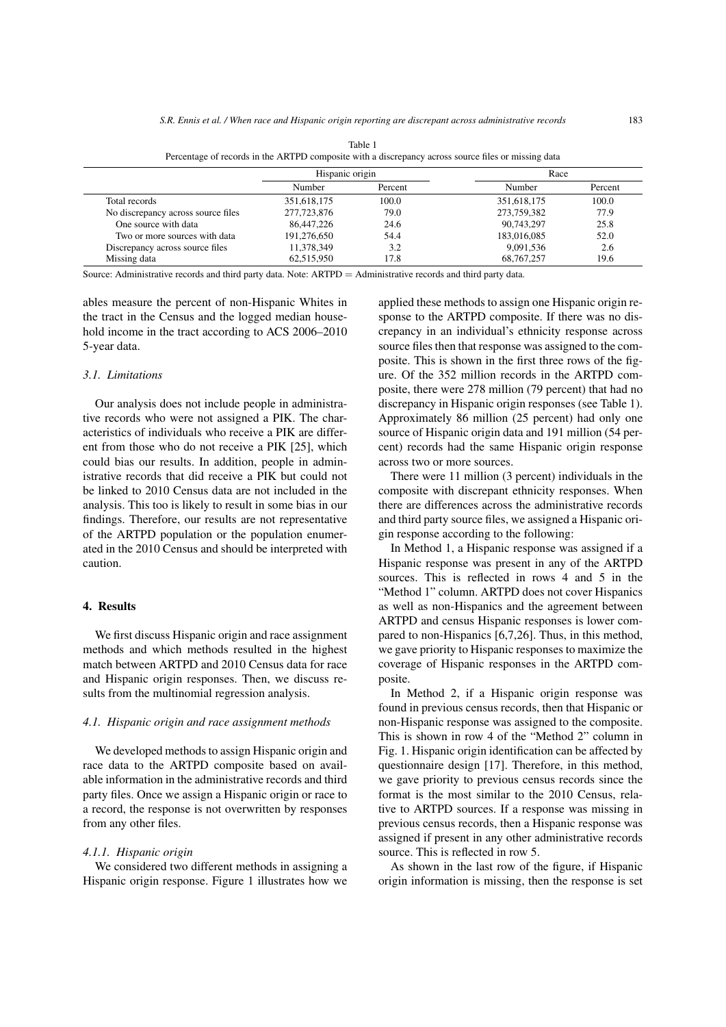Table 1
Percentage of records in the ARTPD composite with a discrepancy across source files or missing data

| | Hispanic origin | | Race | |
|---|---|---|---|---|
| | Number | Percent | Number | Percent |
| Total records | 351,618,175 | 100.0 | 351,618,175 | 100.0 |
| No discrepancy across source files | 277,723,876 | 79.0 | 273,759,382 | 77.9 |
| One source with data | 86,447,226 | 24.6 | 90,743,297 | 25.8 |
| Two or more sources with data | 191,276,650 | 54.4 | 183,016,085 | 52.0 |
| Discrepancy across source files | 11,378,349 | 3.2 | 9,091,536 | 2.6 |
| Missing data | 62,515,950 | 17.8 | 68,767,257 | 19.6 |

Source: Administrative records and third party data. Note: ARTPD = Administrative records and third party data.

ables measure the percent of non-Hispanic Whites in the tract in the Census and the logged median household income in the tract according to ACS 2006–2010 5-year data.

### 3.1. Limitations

Our analysis does not include people in administrative records who were not assigned a PIK. The characteristics of individuals who receive a PIK are different from those who do not receive a PIK [25], which could bias our results. In addition, people in administrative records that did receive a PIK but could not be linked to 2010 Census data are not included in the analysis. This too is likely to result in some bias in our findings. Therefore, our results are not representative of the ARTPD population or the population enumerated in the 2010 Census and should be interpreted with caution.

## 4. Results

We first discuss Hispanic origin and race assignment methods and which methods resulted in the highest match between ARTPD and 2010 Census data for race and Hispanic origin responses. Then, we discuss results from the multinomial regression analysis.

### 4.1. Hispanic origin and race assignment methods

We developed methods to assign Hispanic origin and race data to the ARTPD composite based on available information in the administrative records and third party files. Once we assign a Hispanic origin or race to a record, the response is not overwritten by responses from any other files.

#### 4.1.1. Hispanic origin

We considered two different methods in assigning a Hispanic origin response. Figure 1 illustrates how we applied these methods to assign one Hispanic origin response to the ARTPD composite. If there was no discrepancy in an individual's ethnicity response across source files then that response was assigned to the composite. This is shown in the first three rows of the figure. Of the 352 million records in the ARTPD composite, there were 278 million (79 percent) that had no discrepancy in Hispanic origin responses (see Table 1). Approximately 86 million (25 percent) had only one source of Hispanic origin data and 191 million (54 percent) records had the same Hispanic origin response across two or more sources.

There were 11 million (3 percent) individuals in the composite with discrepant ethnicity responses. When there are differences across the administrative records and third party source files, we assigned a Hispanic origin response according to the following:

In Method 1, a Hispanic response was assigned if a Hispanic response was present in any of the ARTPD sources. This is reflected in rows 4 and 5 in the "Method 1" column. ARTPD does not cover Hispanics as well as non-Hispanics and the agreement between ARTPD and census Hispanic responses is lower compared to non-Hispanics [6,7,26]. Thus, in this method, we gave priority to Hispanic responses to maximize the coverage of Hispanic responses in the ARTPD composite.

In Method 2, if a Hispanic origin response was found in previous census records, then that Hispanic or non-Hispanic response was assigned to the composite. This is shown in row 4 of the "Method 2" column in Fig. 1. Hispanic origin identification can be affected by questionnaire design [17]. Therefore, in this method, we gave priority to previous census records since the format is the most similar to the 2010 Census, relative to ARTPD sources. If a response was missing in previous census records, then a Hispanic response was assigned if present in any other administrative records source. This is reflected in row 5.

As shown in the last row of the figure, if Hispanic origin information is missing, then the response is set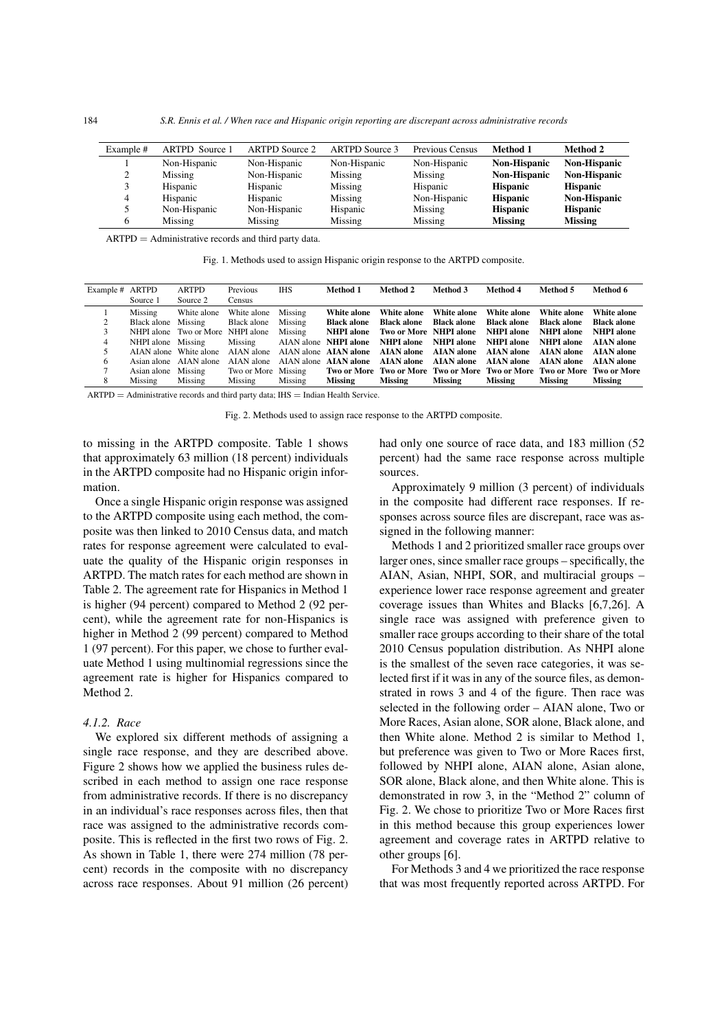| Example # | ARTPD Source 1 | ARTPD Source 2 | ARTPD Source 3 | Previous Census | Method 1 | Method 2 |
|---|---|---|---|---|---|---|
| 1 | Non-Hispanic | Non-Hispanic | Non-Hispanic | Non-Hispanic | **Non-Hispanic** | **Non-Hispanic** |
| 2 | Missing | Non-Hispanic | Missing | Missing | **Non-Hispanic** | **Non-Hispanic** |
| 3 | Hispanic | Hispanic | Missing | Hispanic | **Hispanic** | **Hispanic** |
| 4 | Hispanic | Hispanic | Missing | Non-Hispanic | **Hispanic** | **Non-Hispanic** |
| 5 | Non-Hispanic | Non-Hispanic | Hispanic | Missing | **Hispanic** | **Hispanic** |
| 6 | Missing | Missing | Missing | Missing | **Missing** | **Missing** |

ARTPD = Administrative records and third party data.

Fig. 1. Methods used to assign Hispanic origin response to the ARTPD composite.

| Example # | ARTPD Source 1 | ARTPD Source 2 | Previous Census | IHS | Method 1 | Method 2 | Method 3 | Method 4 | Method 5 | Method 6 |
|---|---|---|---|---|---|---|---|---|---|---|
| 1 | Missing | White alone | White alone | Missing | **White alone** | **White alone** | **White alone** | **White alone** | **White alone** | **White alone** |
| 2 | Black alone | Missing | Black alone | Missing | **Black alone** | **Black alone** | **Black alone** | **Black alone** | **Black alone** | **Black alone** |
| 3 | NHPI alone | Two or More | NHPI alone | Missing | **NHPI alone** | **Two or More** | **NHPI alone** | **NHPI alone** | **NHPI alone** | **NHPI alone** |
| 4 | NHPI alone | Missing | Missing | AIAN alone | **NHPI alone** | **NHPI alone** | **NHPI alone** | **NHPI alone** | **NHPI alone** | **AIAN alone** |
| 5 | AIAN alone | White alone | AIAN alone | AIAN alone | **AIAN alone** | **AIAN alone** | **AIAN alone** | **AIAN alone** | **AIAN alone** | **AIAN alone** |
| 6 | Asian alone | AIAN alone | AIAN alone | AIAN alone | **AIAN alone** | **AIAN alone** | **AIAN alone** | **AIAN alone** | **AIAN alone** | **AIAN alone** |
| 7 | Asian alone | Missing | Two or More | Missing | **Two or More** | **Two or More** | **Two or More** | **Two or More** | **Two or More** | **Two or More** |
| 8 | Missing | Missing | Missing | Missing | **Missing** | **Missing** | **Missing** | **Missing** | **Missing** | **Missing** |

ARTPD = Administrative records and third party data; IHS = Indian Health Service.

Fig. 2. Methods used to assign race response to the ARTPD composite.

to missing in the ARTPD composite. Table 1 shows that approximately 63 million (18 percent) individuals in the ARTPD composite had no Hispanic origin information.

Once a single Hispanic origin response was assigned to the ARTPD composite using each method, the composite was then linked to 2010 Census data, and match rates for response agreement were calculated to evaluate the quality of the Hispanic origin responses in ARTPD. The match rates for each method are shown in Table 2. The agreement rate for Hispanics in Method 1 is higher (94 percent) compared to Method 2 (92 percent), while the agreement rate for non-Hispanics is higher in Method 2 (99 percent) compared to Method 1 (97 percent). For this paper, we chose to further evaluate Method 1 using multinomial regressions since the agreement rate is higher for Hispanics compared to Method 2.

#### *4.1.2. Race*

We explored six different methods of assigning a single race response, and they are described above. Figure 2 shows how we applied the business rules described in each method to assign one race response from administrative records. If there is no discrepancy in an individual's race responses across files, then that race was assigned to the administrative records composite. This is reflected in the first two rows of Fig. 2. As shown in Table 1, there were 274 million (78 percent) records in the composite with no discrepancy across race responses. About 91 million (26 percent) had only one source of race data, and 183 million (52 percent) had the same race response across multiple sources.

Approximately 9 million (3 percent) of individuals in the composite had different race responses. If responses across source files are discrepant, race was assigned in the following manner:

Methods 1 and 2 prioritized smaller race groups over larger ones, since smaller race groups – specifically, the AIAN, Asian, NHPI, SOR, and multiracial groups – experience lower race response agreement and greater coverage issues than Whites and Blacks [6,7,26]. A single race was assigned with preference given to smaller race groups according to their share of the total 2010 Census population distribution. As NHPI alone is the smallest of the seven race categories, it was selected first if it was in any of the source files, as demonstrated in rows 3 and 4 of the figure. Then race was selected in the following order – AIAN alone, Two or More Races, Asian alone, SOR alone, Black alone, and then White alone. Method 2 is similar to Method 1, but preference was given to Two or More Races first, followed by NHPI alone, AIAN alone, Asian alone, SOR alone, Black alone, and then White alone. This is demonstrated in row 3, in the "Method 2" column of Fig. 2. We chose to prioritize Two or More Races first in this method because this group experiences lower agreement and coverage rates in ARTPD relative to other groups [6].

For Methods 3 and 4 we prioritized the race response that was most frequently reported across ARTPD. For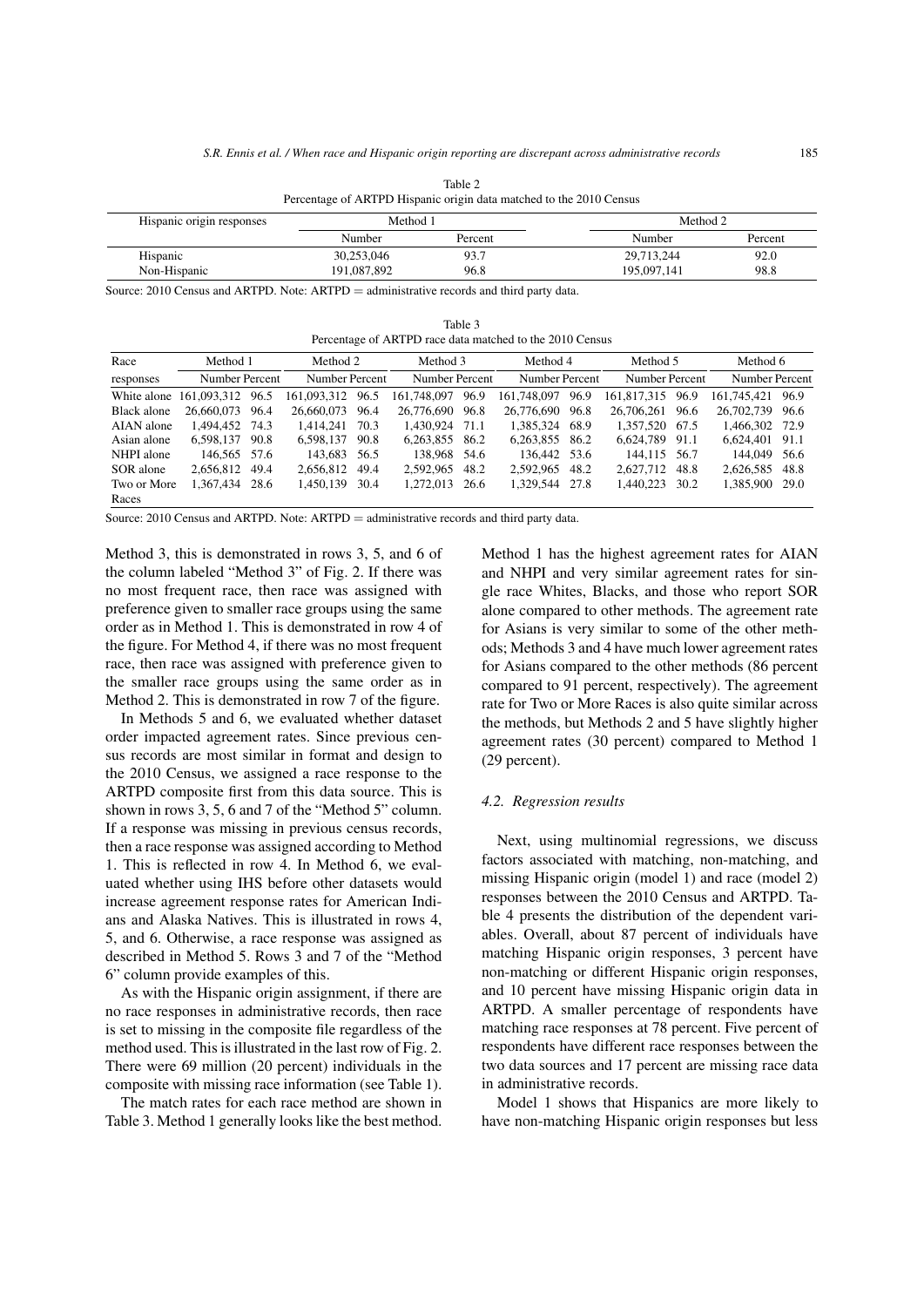Table 2
Percentage of ARTPD Hispanic origin data matched to the 2010 Census

| Hispanic origin responses | Method 1 | | Method 2 | |
|---|---|---|---|---|
| | Number | Percent | Number | Percent |
| Hispanic | 30,253,046 | 93.7 | 29,713,244 | 92.0 |
| Non-Hispanic | 191,087,892 | 96.8 | 195,097,141 | 98.8 |

Source: 2010 Census and ARTPD. Note: ARTPD = administrative records and third party data.

Table 3
Percentage of ARTPD race data matched to the 2010 Census

| Race | Method 1 | | Method 2 | | Method 3 | | Method 4 | | Method 5 | | Method 6 | |
|---|---|---|---|---|---|---|---|---|---|---|---|---|
| responses | Number | Percent | Number | Percent | Number | Percent | Number | Percent | Number | Percent | Number | Percent |
| White alone | 161,093,312 | 96.5 | 161,093,312 | 96.5 | 161,748,097 | 96.9 | 161,748,097 | 96.9 | 161,817,315 | 96.9 | 161,745,421 | 96.9 |
| Black alone | 26,660,073 | 96.4 | 26,660,073 | 96.4 | 26,776,690 | 96.8 | 26,776,690 | 96.8 | 26,706,261 | 96.6 | 26,702,739 | 96.6 |
| AIAN alone | 1,494,452 | 74.3 | 1,414,241 | 70.3 | 1,430,924 | 71.1 | 1,385,324 | 68.9 | 1,357,520 | 67.5 | 1,466,302 | 72.9 |
| Asian alone | 6,598,137 | 90.8 | 6,598,137 | 90.8 | 6,263,855 | 86.2 | 6,263,855 | 86.2 | 6,624,789 | 91.1 | 6,624,401 | 91.1 |
| NHPI alone | 146,565 | 57.6 | 143,683 | 56.5 | 138,968 | 54.6 | 136,442 | 53.6 | 144,115 | 56.7 | 144,049 | 56.6 |
| SOR alone | 2,656,812 | 49.4 | 2,656,812 | 49.4 | 2,592,965 | 48.2 | 2,592,965 | 48.2 | 2,627,712 | 48.8 | 2,626,585 | 48.8 |
| Two or More Races | 1,367,434 | 28.6 | 1,450,139 | 30.4 | 1,272,013 | 26.6 | 1,329,544 | 27.8 | 1,440,223 | 30.2 | 1,385,900 | 29.0 |

Source: 2010 Census and ARTPD. Note: ARTPD = administrative records and third party data.

Method 3, this is demonstrated in rows 3, 5, and 6 of the column labeled "Method 3" of Fig. 2. If there was no most frequent race, then race was assigned with preference given to smaller race groups using the same order as in Method 1. This is demonstrated in row 4 of the figure. For Method 4, if there was no most frequent race, then race was assigned with preference given to the smaller race groups using the same order as in Method 2. This is demonstrated in row 7 of the figure.

In Methods 5 and 6, we evaluated whether dataset order impacted agreement rates. Since previous census records are most similar in format and design to the 2010 Census, we assigned a race response to the ARTPD composite first from this data source. This is shown in rows 3, 5, 6 and 7 of the "Method 5" column. If a response was missing in previous census records, then a race response was assigned according to Method 1. This is reflected in row 4. In Method 6, we evaluated whether using IHS before other datasets would increase agreement response rates for American Indians and Alaska Natives. This is illustrated in rows 4, 5, and 6. Otherwise, a race response was assigned as described in Method 5. Rows 3 and 7 of the "Method 6" column provide examples of this.

As with the Hispanic origin assignment, if there are no race responses in administrative records, then race is set to missing in the composite file regardless of the method used. This is illustrated in the last row of Fig. 2. There were 69 million (20 percent) individuals in the composite with missing race information (see Table 1).

The match rates for each race method are shown in Table 3. Method 1 generally looks like the best method. Method 1 has the highest agreement rates for AIAN and NHPI and very similar agreement rates for single race Whites, Blacks, and those who report SOR alone compared to other methods. The agreement rate for Asians is very similar to some of the other methods; Methods 3 and 4 have much lower agreement rates for Asians compared to the other methods (86 percent compared to 91 percent, respectively). The agreement rate for Two or More Races is also quite similar across the methods, but Methods 2 and 5 have slightly higher agreement rates (30 percent) compared to Method 1 (29 percent).

### *4.2. Regression results*

Next, using multinomial regressions, we discuss factors associated with matching, non-matching, and missing Hispanic origin (model 1) and race (model 2) responses between the 2010 Census and ARTPD. Table 4 presents the distribution of the dependent variables. Overall, about 87 percent of individuals have matching Hispanic origin responses, 3 percent have non-matching or different Hispanic origin responses, and 10 percent have missing Hispanic origin data in ARTPD. A smaller percentage of respondents have matching race responses at 78 percent. Five percent of respondents have different race responses between the two data sources and 17 percent are missing race data in administrative records.

Model 1 shows that Hispanics are more likely to have non-matching Hispanic origin responses but less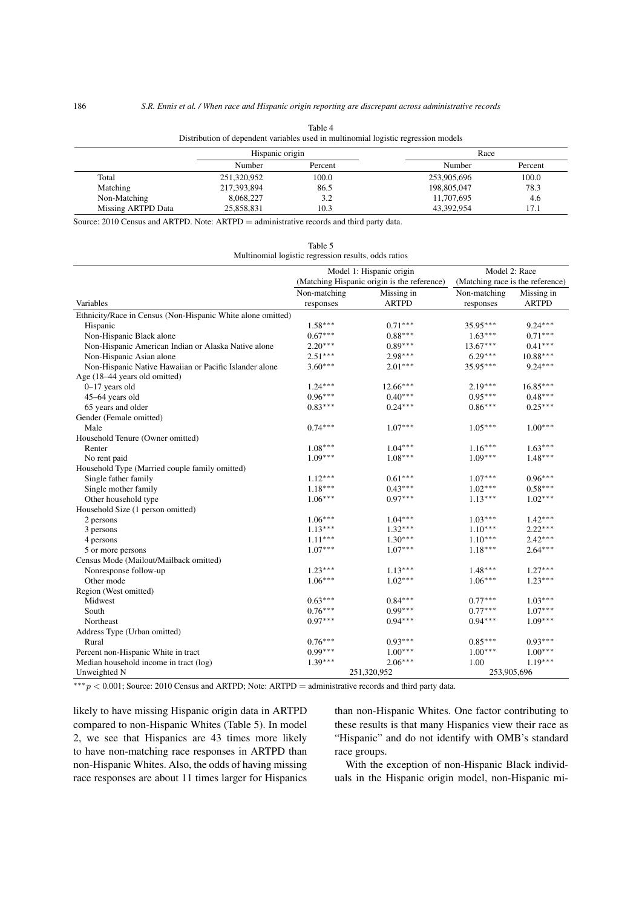Table 4
Distribution of dependent variables used in multinomial logistic regression models

| | Hispanic origin | | Race | |
|---|---|---|---|---|
| | Number | Percent | Number | Percent |
| Total | 251,320,952 | 100.0 | 253,905,696 | 100.0 |
| Matching | 217,393,894 | 86.5 | 198,805,047 | 78.3 |
| Non-Matching | 8,068,227 | 3.2 | 11,707,695 | 4.6 |
| Missing ARTPD Data | 25,858,831 | 10.3 | 43,392,954 | 17.1 |

Source: 2010 Census and ARTPD. Note: ARTPD = administrative records and third party data.

Table 5
Multinomial logistic regression results, odds ratios

| | Model 1: Hispanic origin (Matching Hispanic origin is the reference) | | Model 2: Race (Matching race is the reference) | |
|---|---|---|---|---|
| Variables | Non-matching responses | Missing in ARTPD | Non-matching responses | Missing in ARTPD |
| Ethnicity/Race in Census (Non-Hispanic White alone omitted) | | | | |
| Hispanic | 1.58*** | 0.71*** | 35.95*** | 9.24*** |
| Non-Hispanic Black alone | 0.67*** | 0.88*** | 1.63*** | 0.71*** |
| Non-Hispanic American Indian or Alaska Native alone | 2.20*** | 0.89*** | 13.67*** | 0.41*** |
| Non-Hispanic Asian alone | 2.51*** | 2.98*** | 6.29*** | 10.88*** |
| Non-Hispanic Native Hawaiian or Pacific Islander alone | 3.60*** | 2.01*** | 35.95*** | 9.24*** |
| Age (18–44 years old omitted) | | | | |
| 0–17 years old | 1.24*** | 12.66*** | 2.19*** | 16.85*** |
| 45–64 years old | 0.96*** | 0.40*** | 0.95*** | 0.48*** |
| 65 years and older | 0.83*** | 0.24*** | 0.86*** | 0.25*** |
| Gender (Female omitted) | | | | |
| Male | 0.74*** | 1.07*** | 1.05*** | 1.00*** |
| Household Tenure (Owner omitted) | | | | |
| Renter | 1.08*** | 1.04*** | 1.16*** | 1.63*** |
| No rent paid | 1.09*** | 1.08*** | 1.09*** | 1.48*** |
| Household Type (Married couple family omitted) | | | | |
| Single father family | 1.12*** | 0.61*** | 1.07*** | 0.96*** |
| Single mother family | 1.18*** | 0.43*** | 1.02*** | 0.58*** |
| Other household type | 1.06*** | 0.97*** | 1.13*** | 1.02*** |
| Household Size (1 person omitted) | | | | |
| 2 persons | 1.06*** | 1.04*** | 1.03*** | 1.42*** |
| 3 persons | 1.13*** | 1.32*** | 1.10*** | 2.22*** |
| 4 persons | 1.11*** | 1.30*** | 1.10*** | 2.42*** |
| 5 or more persons | 1.07*** | 1.07*** | 1.18*** | 2.64*** |
| Census Mode (Mailout/Mailback omitted) | | | | |
| Nonresponse follow-up | 1.23*** | 1.13*** | 1.48*** | 1.27*** |
| Other mode | 1.06*** | 1.02*** | 1.06*** | 1.23*** |
| Region (West omitted) | | | | |
| Midwest | 0.63*** | 0.84*** | 0.77*** | 1.03*** |
| South | 0.76*** | 0.99*** | 0.77*** | 1.07*** |
| Northeast | 0.97*** | 0.94*** | 0.94*** | 1.09*** |
| Address Type (Urban omitted) | | | | |
| Rural | 0.76*** | 0.93*** | 0.85*** | 0.93*** |
| Percent non-Hispanic White in tract | 0.99*** | 1.00*** | 1.00*** | 1.00*** |
| Median household income in tract (log) | 1.39*** | 2.06*** | 1.00 | 1.19*** |
| Unweighted N | 251,320,952 | | 253,905,696 | |

$^{***}p < 0.001$; Source: 2010 Census and ARTPD; Note: ARTPD = administrative records and third party data.

likely to have missing Hispanic origin data in ARTPD compared to non-Hispanic Whites (Table 5). In model 2, we see that Hispanics are 43 times more likely to have non-matching race responses in ARTPD than non-Hispanic Whites. Also, the odds of having missing race responses are about 11 times larger for Hispanics than non-Hispanic Whites. One factor contributing to these results is that many Hispanics view their race as "Hispanic" and do not identify with OMB's standard race groups.

With the exception of non-Hispanic Black individuals in the Hispanic origin model, non-Hispanic mi-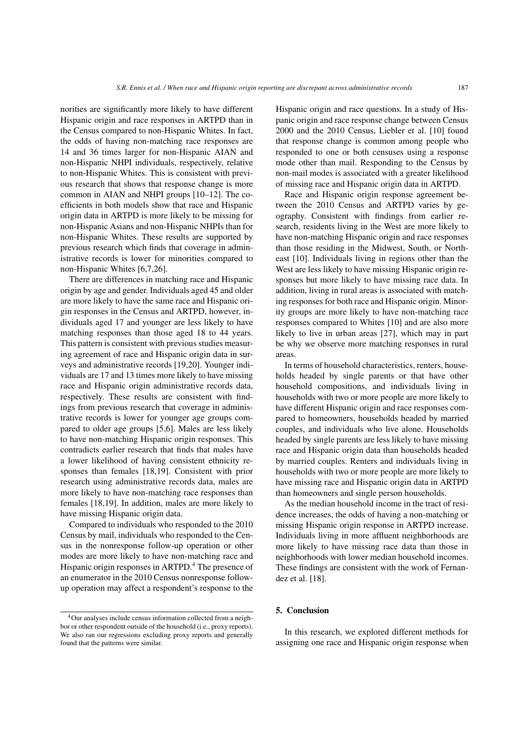norities are significantly more likely to have different Hispanic origin and race responses in ARTPD than in the Census compared to non-Hispanic Whites. In fact, the odds of having non-matching race responses are 14 and 36 times larger for non-Hispanic AIAN and non-Hispanic NHPI individuals, respectively, relative to non-Hispanic Whites. This is consistent with previous research that shows that response change is more common in AIAN and NHPI groups [10–12]. The coefficients in both models show that race and Hispanic origin data in ARTPD is more likely to be missing for non-Hispanic Asians and non-Hispanic NHPIs than for non-Hispanic Whites. These results are supported by previous research which finds that coverage in administrative records is lower for minorities compared to non-Hispanic Whites [6,7,26].

There are differences in matching race and Hispanic origin by age and gender. Individuals aged 45 and older are more likely to have the same race and Hispanic origin responses in the Census and ARTPD, however, individuals aged 17 and younger are less likely to have matching responses than those aged 18 to 44 years. This pattern is consistent with previous studies measuring agreement of race and Hispanic origin data in surveys and administrative records [19,20]. Younger individuals are 17 and 13 times more likely to have missing race and Hispanic origin administrative records data, respectively. These results are consistent with findings from previous research that coverage in administrative records is lower for younger age groups compared to older age groups [5,6]. Males are less likely to have non-matching Hispanic origin responses. This contradicts earlier research that finds that males have a lower likelihood of having consistent ethnicity responses than females [18,19]. Consistent with prior research using administrative records data, males are more likely to have non-matching race responses than females [18,19]. In addition, males are more likely to have missing Hispanic origin data.

Compared to individuals who responded to the 2010 Census by mail, individuals who responded to the Census in the nonresponse follow-up operation or other modes are more likely to have non-matching race and Hispanic origin responses in ARTPD.[4] The presence of an enumerator in the 2010 Census nonresponse follow-up operation may affect a respondent's response to the Hispanic origin and race questions. In a study of Hispanic origin and race response change between Census 2000 and the 2010 Census, Liebler et al. [10] found that response change is common among people who responded to one or both censuses using a response mode other than mail. Responding to the Census by non-mail modes is associated with a greater likelihood of missing race and Hispanic origin data in ARTPD.

Race and Hispanic origin response agreement between the 2010 Census and ARTPD varies by geography. Consistent with findings from earlier research, residents living in the West are more likely to have non-matching Hispanic origin and race responses than those residing in the Midwest, South, or Northeast [10]. Individuals living in regions other than the West are less likely to have missing Hispanic origin responses but more likely to have missing race data. In addition, living in rural areas is associated with matching responses for both race and Hispanic origin. Minority groups are more likely to have non-matching race responses compared to Whites [10] and are also more likely to live in urban areas [27], which may in part be why we observe more matching responses in rural areas.

In terms of household characteristics, renters, households headed by single parents or that have other household compositions, and individuals living in households with two or more people are more likely to have different Hispanic origin and race responses compared to homeowners, households headed by married couples, and individuals who live alone. Households headed by single parents are less likely to have missing race and Hispanic origin data than households headed by married couples. Renters and individuals living in households with two or more people are more likely to have missing race and Hispanic origin data in ARTPD than homeowners and single person households.

As the median household income in the tract of residence increases, the odds of having a non-matching or missing Hispanic origin response in ARTPD increase. Individuals living in more affluent neighborhoods are more likely to have missing race data than those in neighborhoods with lower median household incomes. These findings are consistent with the work of Fernandez et al. [18].

## 5. Conclusion

In this research, we explored different methods for assigning one race and Hispanic origin response when

[4] Our analyses include census information collected from a neighbor or other respondent outside of the household (i.e., proxy reports). We also ran our regressions excluding proxy reports and generally found that the patterns were similar.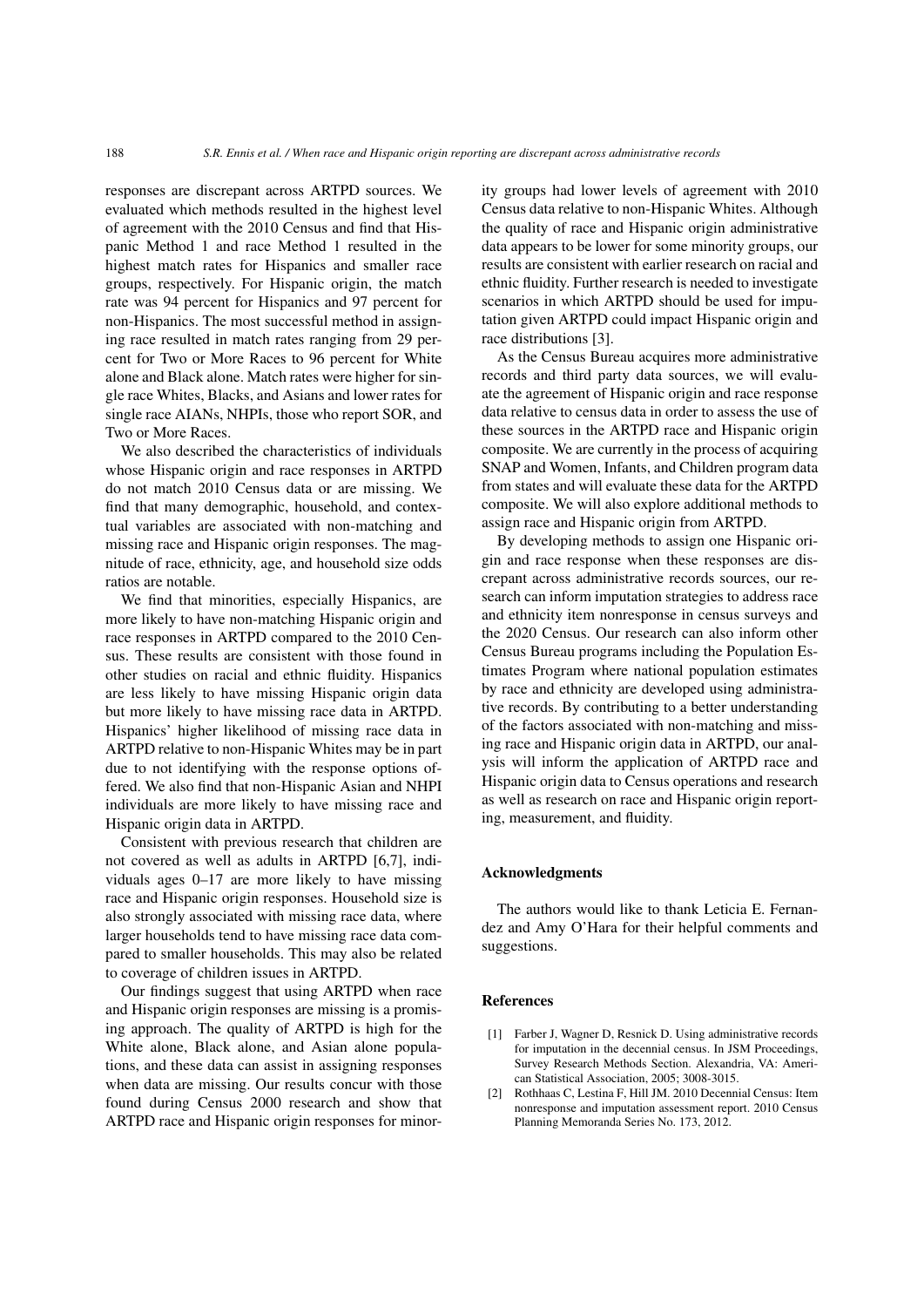responses are discrepant across ARTPD sources. We evaluated which methods resulted in the highest level of agreement with the 2010 Census and find that Hispanic Method 1 and race Method 1 resulted in the highest match rates for Hispanics and smaller race groups, respectively. For Hispanic origin, the match rate was 94 percent for Hispanics and 97 percent for non-Hispanics. The most successful method in assigning race resulted in match rates ranging from 29 percent for Two or More Races to 96 percent for White alone and Black alone. Match rates were higher for single race Whites, Blacks, and Asians and lower rates for single race AIANs, NHPIs, those who report SOR, and Two or More Races.

We also described the characteristics of individuals whose Hispanic origin and race responses in ARTPD do not match 2010 Census data or are missing. We find that many demographic, household, and contextual variables are associated with non-matching and missing race and Hispanic origin responses. The magnitude of race, ethnicity, age, and household size odds ratios are notable.

We find that minorities, especially Hispanics, are more likely to have non-matching Hispanic origin and race responses in ARTPD compared to the 2010 Census. These results are consistent with those found in other studies on racial and ethnic fluidity. Hispanics are less likely to have missing Hispanic origin data but more likely to have missing race data in ARTPD. Hispanics' higher likelihood of missing race data in ARTPD relative to non-Hispanic Whites may be in part due to not identifying with the response options offered. We also find that non-Hispanic Asian and NHPI individuals are more likely to have missing race and Hispanic origin data in ARTPD.

Consistent with previous research that children are not covered as well as adults in ARTPD [6,7], individuals ages 0–17 are more likely to have missing race and Hispanic origin responses. Household size is also strongly associated with missing race data, where larger households tend to have missing race data compared to smaller households. This may also be related to coverage of children issues in ARTPD.

Our findings suggest that using ARTPD when race and Hispanic origin responses are missing is a promising approach. The quality of ARTPD is high for the White alone, Black alone, and Asian alone populations, and these data can assist in assigning responses when data are missing. Our results concur with those found during Census 2000 research and show that ARTPD race and Hispanic origin responses for minority groups had lower levels of agreement with 2010 Census data relative to non-Hispanic Whites. Although the quality of race and Hispanic origin administrative data appears to be lower for some minority groups, our results are consistent with earlier research on racial and ethnic fluidity. Further research is needed to investigate scenarios in which ARTPD should be used for imputation given ARTPD could impact Hispanic origin and race distributions [3].

As the Census Bureau acquires more administrative records and third party data sources, we will evaluate the agreement of Hispanic origin and race response data relative to census data in order to assess the use of these sources in the ARTPD race and Hispanic origin composite. We are currently in the process of acquiring SNAP and Women, Infants, and Children program data from states and will evaluate these data for the ARTPD composite. We will also explore additional methods to assign race and Hispanic origin from ARTPD.

By developing methods to assign one Hispanic origin and race response when these responses are discrepant across administrative records sources, our research can inform imputation strategies to address race and ethnicity item nonresponse in census surveys and the 2020 Census. Our research can also inform other Census Bureau programs including the Population Estimates Program where national population estimates by race and ethnicity are developed using administrative records. By contributing to a better understanding of the factors associated with non-matching and missing race and Hispanic origin data in ARTPD, our analysis will inform the application of ARTPD race and Hispanic origin data to Census operations and research as well as research on race and Hispanic origin reporting, measurement, and fluidity.

## Acknowledgments

The authors would like to thank Leticia E. Fernandez and Amy O'Hara for their helpful comments and suggestions.

## References

[1] Farber J, Wagner D, Resnick D. Using administrative records for imputation in the decennial census. In JSM Proceedings, Survey Research Methods Section. Alexandria, VA: American Statistical Association, 2005; 3008-3015.

[2] Rothhaas C, Lestina F, Hill JM. 2010 Decennial Census: Item nonresponse and imputation assessment report. 2010 Census Planning Memoranda Series No. 173, 2012.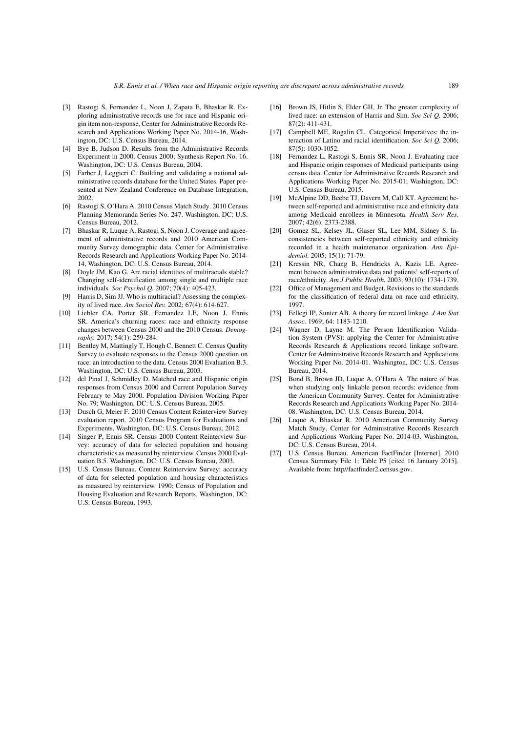[3] Rastogi S, Fernandez L, Noon J, Zapata E, Bhaskar R. Exploring administrative records use for race and Hispanic origin item non-response, Center for Administrative Records Research and Applications Working Paper No. 2014-16, Washington, DC: U.S. Census Bureau, 2014.

[4] Bye B, Judson D. Results from the Administrative Records Experiment in 2000. Census 2000; Synthesis Report No. 16. Washington, DC: U.S. Census Bureau, 2004.

[5] Farber J, Leggieri C. Building and validating a national administrative records database for the United States. Paper presented at New Zealand Conference on Database Integration, 2002.

[6] Rastogi S, O'Hara A. 2010 Census Match Study. 2010 Census Planning Memoranda Series No. 247. Washington, DC: U.S. Census Bureau, 2012.

[7] Bhaskar R, Luque A, Rastogi S, Noon J. Coverage and agreement of administrative records and 2010 American Community Survey demographic data. Center for Administrative Records Research and Applications Working Paper No. 2014-14, Washington, DC: U.S. Census Bureau, 2014.

[8] Doyle JM, Kao G. Are racial identities of multiracials stable? Changing self-identification among single and multiple race individuals. *Soc Psychol Q.* 2007; 70(4): 405-423.

[9] Harris D, Sim JJ. Who is multiracial? Assessing the complexity of lived race. *Am Sociol Rev.* 2002; 67(4): 614-627.

[10] Liebler CA, Porter SR, Fernandez LE, Noon J, Ennis SR. America's churning races: race and ethnicity response changes between Census 2000 and the 2010 Census. *Demography.* 2017; 54(1): 259-284.

[11] Bentley M, Mattingly T, Hough C, Bennett C. Census Quality Survey to evaluate responses to the Census 2000 question on race: an introduction to the data. Census 2000 Evaluation B.3. Washington, DC: U.S. Census Bureau, 2003.

[12] del Pinal J, Schmidley D. Matched race and Hispanic origin responses from Census 2000 and Current Population Survey February to May 2000. Population Division Working Paper No. 79; Washington, DC: U.S. Census Bureau, 2005.

[13] Dusch G, Meier F. 2010 Census Content Reinterview Survey evaluation report. 2010 Census Program for Evaluations and Experiments. Washington, DC: U.S. Census Bureau, 2012.

[14] Singer P, Ennis SR. Census 2000 Content Reinterview Survey: accuracy of data for selected population and housing characteristics as measured by reinterview. Census 2000 Evaluation B.5. Washington, DC: U.S. Census Bureau, 2003.

[15] U.S. Census Bureau. Content Reinterview Survey: accuracy of data for selected population and housing characteristics as measured by reinterview. 1990; Census of Population and Housing Evaluation and Research Reports. Washington, DC: U.S. Census Bureau, 1993.

[16] Brown JS, Hitlin S, Elder GH, Jr. The greater complexity of lived race: an extension of Harris and Sim. *Soc Sci Q.* 2006; 87(2): 411-431.

[17] Campbell ME, Rogalin CL. Categorical Imperatives: the interaction of Latino and racial identification. *Soc Sci Q.* 2006; 87(5): 1030-1052.

[18] Fernandez L, Rastogi S, Ennis SR, Noon J. Evaluating race and Hispanic origin responses of Medicaid participants using census data. Center for Administrative Records Research and Applications Working Paper No. 2015-01; Washington, DC: U.S. Census Bureau, 2015.

[19] McAlpine DD, Beebe TJ, Davern M, Call KT. Agreement between self-reported and administrative race and ethnicity data among Medicaid enrollees in Minnesota. *Health Serv Res.* 2007; 42(6): 2373-2388.

[20] Gomez SL, Kelsey JL, Glaser SL, Lee MM, Sidney S. Inconsistencies between self-reported ethnicity and ethnicity recorded in a health maintenance organization. *Ann Epidemiol.* 2005; 15(1): 71-79.

[21] Kressin NR, Chang B, Hendricks A, Kazis LE. Agreement between administrative data and patients' self-reports of race/ethnicity. *Am J Public Health.* 2003; 93(10): 1734-1739.

[22] Office of Management and Budget. Revisions to the standards for the classification of federal data on race and ethnicity. 1997.

[23] Fellegi IP, Sunter AB. A theory for record linkage. *J Am Stat Assoc.* 1969; 64: 1183-1210.

[24] Wagner D, Layne M. The Person Identification Validation System (PVS): applying the Center for Administrative Records Research & Applications record linkage software. Center for Administrative Records Research and Applications Working Paper No. 2014-01. Washington, DC: U.S. Census Bureau, 2014.

[25] Bond B, Brown JD, Luque A, O'Hara A. The nature of bias when studying only linkable person records: evidence from the American Community Survey. Center for Administrative Records Research and Applications Working Paper No. 2014-08. Washington, DC: U.S. Census Bureau, 2014.

[26] Luque A, Bhaskar R. 2010 American Community Survey Match Study. Center for Administrative Records Research and Applications Working Paper No. 2014-03. Washington, DC: U.S. Census Bureau, 2014.

[27] U.S. Census Bureau. American FactFinder [Internet]. 2010 Census Summary File 1; Table P5 [cited 16 January 2015]. Available from: http//factfinder2.census.gov.